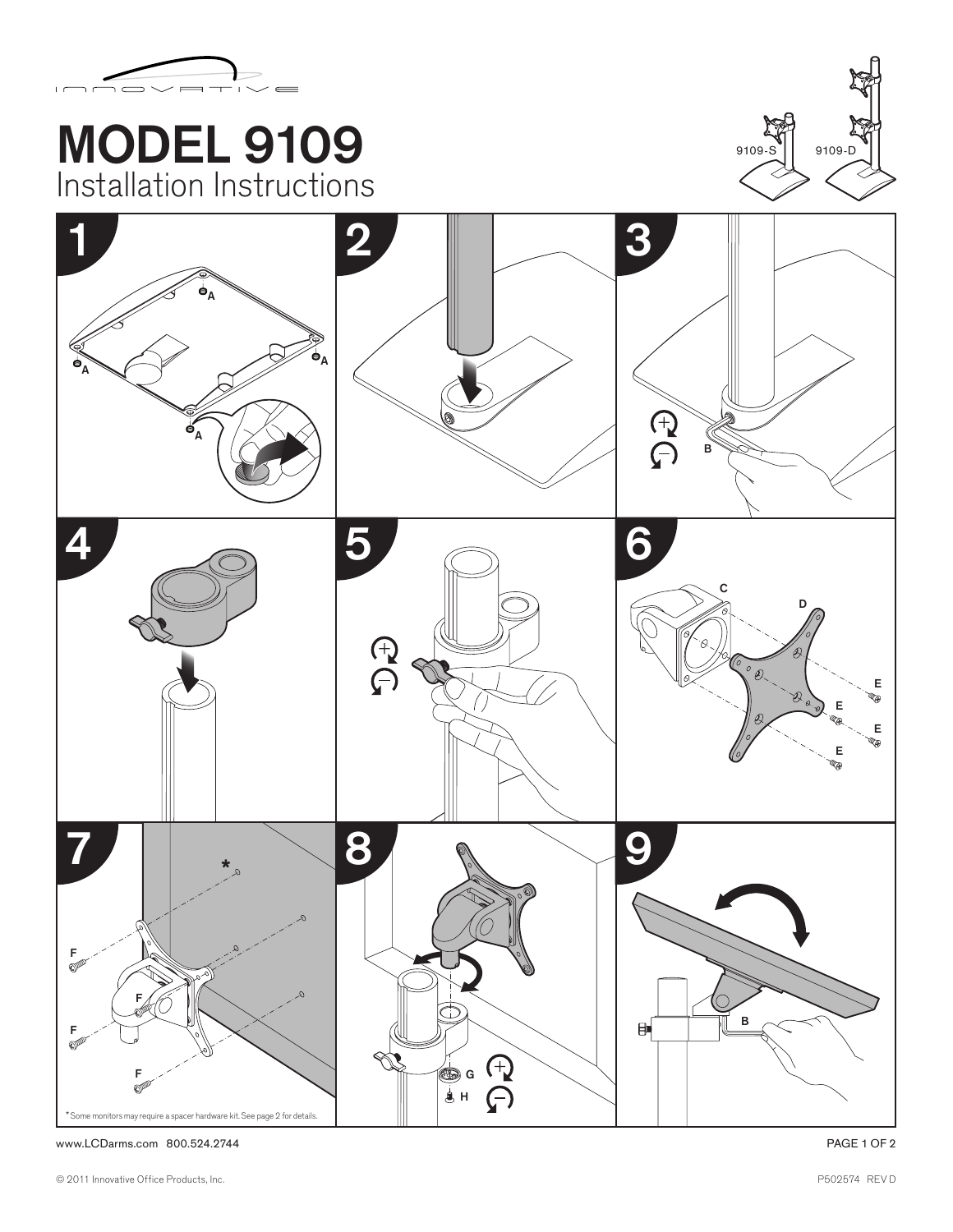# MODEL 9109

## Installation Instructions

9109-S 9109-D

1

A A A A

2

3

B

4

5

6

C D E E E E

7

F F F F

*

8

G H

9

B

*Some monitors may require a spacer hardware kit. See page 2 for details.

www.LCDarms.com 800.524.2744

© 2011 Innovative Office Products, Inc.

P502574 REV D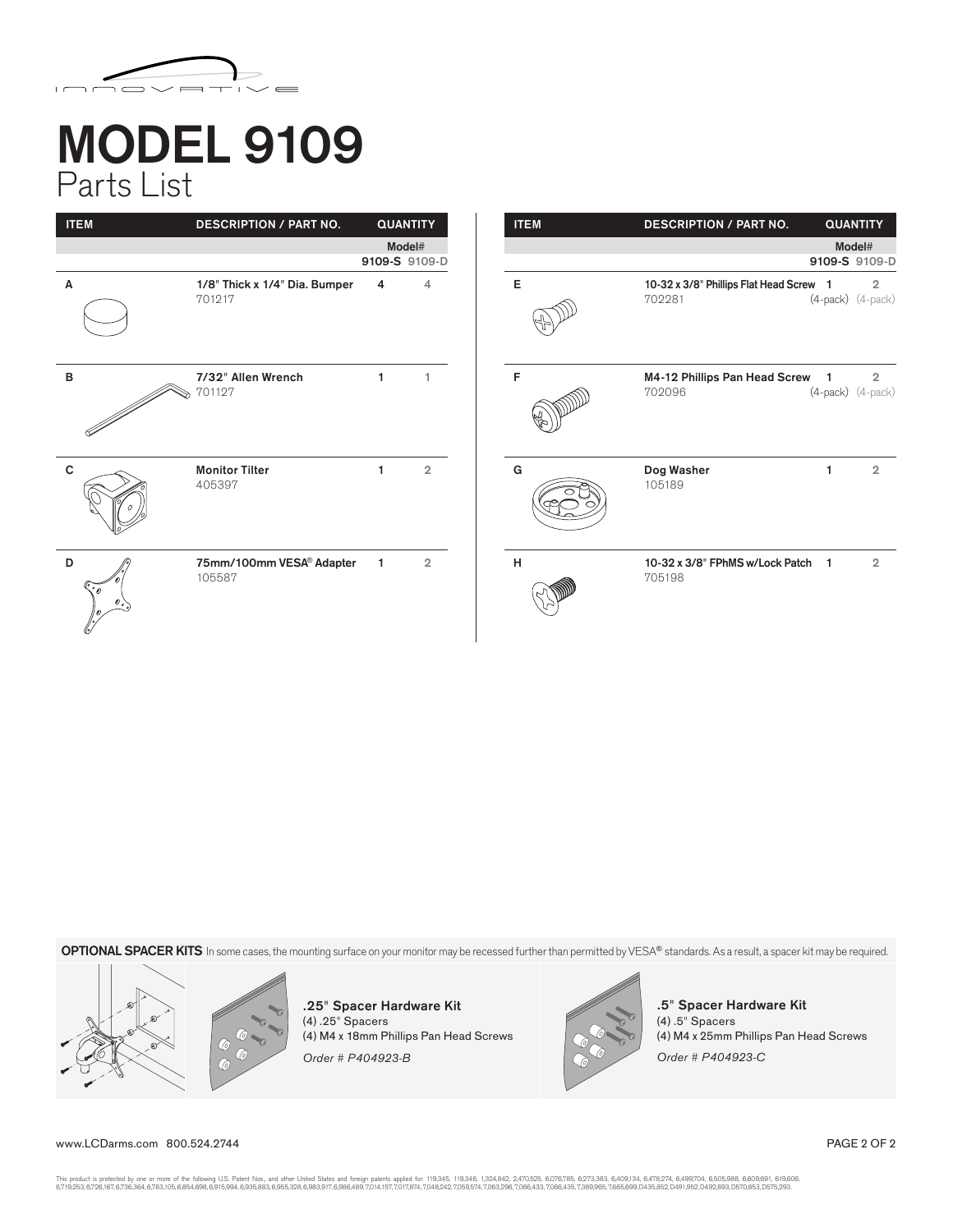# MODEL 9109

## Parts List

| ITEM | DESCRIPTION / PART NO. | QUANTITY | |
|---|---|---|---|
| | | Model# 9109-S | 9109-D |
| A | 1/8" Thick x 1/4" Dia. Bumper 701217 | 4 | 4 |
| B | 7/32" Allen Wrench 701127 | 1 | 1 |
| C | Monitor Tilter 405397 | 1 | 2 |
| D | 75mm/100mm VESA® Adapter 105587 | 1 | 2 |
| E | 10-32 x 3/8" Phillips Flat Head Screw 702281 | 1 (4-pack) | 2 (4-pack) |
| F | M4-12 Phillips Pan Head Screw 702096 | 1 (4-pack) | 2 (4-pack) |
| G | Dog Washer 105189 | 1 | 2 |
| H | 10-32 x 3/8" FPhMS w/Lock Patch 705198 | 1 | 2 |

**OPTIONAL SPACER KITS** In some cases, the mounting surface on your monitor may be recessed further than permitted by VESA® standards. As a result, a spacer kit may be required.

**.25" Spacer Hardware Kit**
(4) .25" Spacers
(4) M4 x 18mm Phillips Pan Head Screws
*Order # P404923-B*

**.5" Spacer Hardware Kit**
(4) .5" Spacers
(4) M4 x 25mm Phillips Pan Head Screws
*Order # P404923-C*

www.LCDarms.com 800.524.2744

This product is protected by one or more of the following U.S. Patent Nos., and other United States and foreign patents applied for: 119,345, 119,346, 1,324,842, 2,470,525, 6,076,785, 6,273,383, 6,409,134, 6,478,274, 6,499,704, 6,505,988, 6,609,691, 619,606, 6,719,253, 6,726,167, 6,736,364, 6,783,105, 6,854,698, 6,915,994, 6,935,883, 6,955,328, 6,983,917, 6,986,489, 7,014,157, 7,017,874, 7,048,242, 7,059,574, 7,063,296, 7,066,433, 7,066,435, 7,389,965, 7,665,699, D435,852, D491,952, D492,893, D570,853, D575,293.